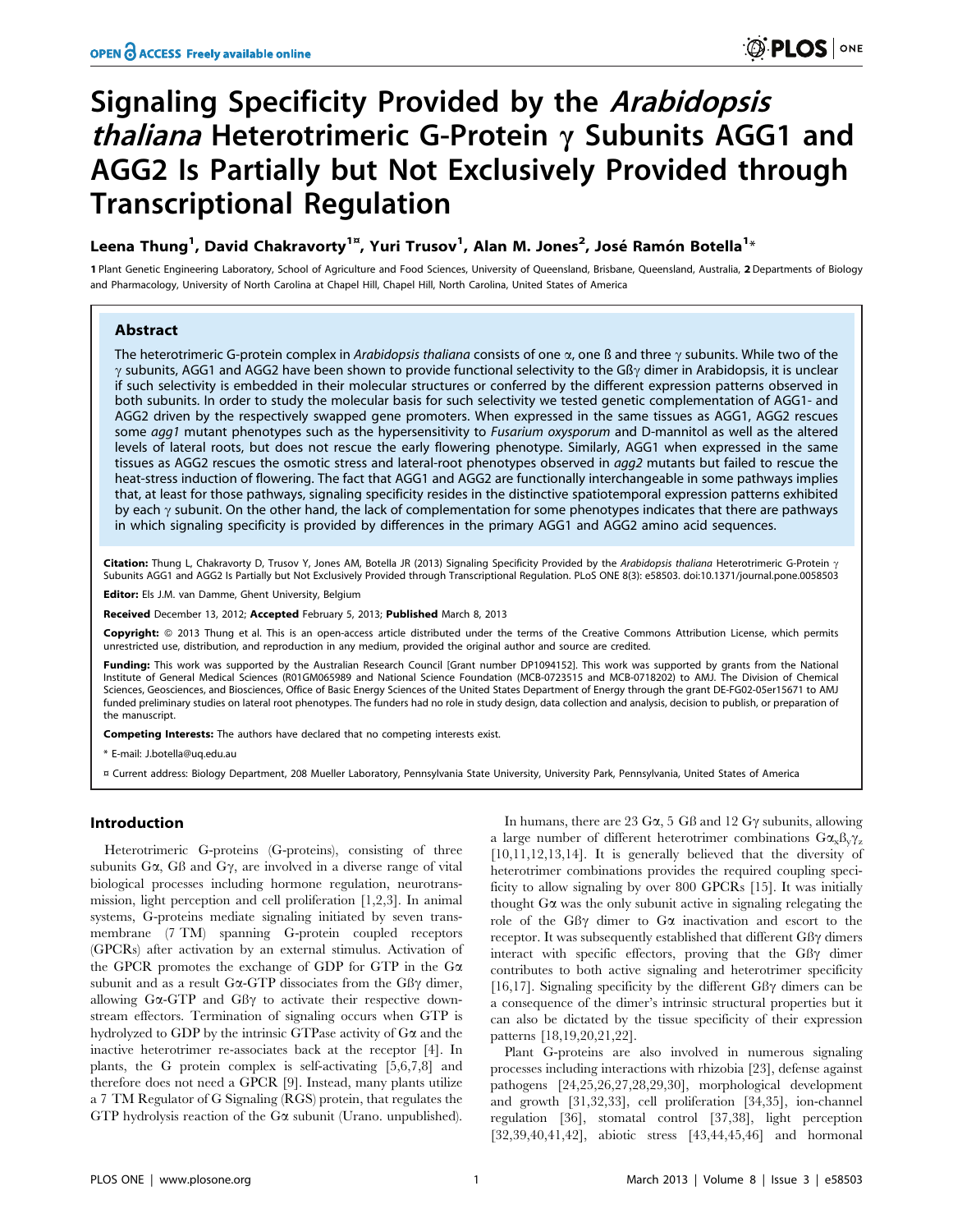# Signaling Specificity Provided by the *Arabidopsis thaliana* Heterotrimeric G-Protein $\gamma$ Subunits AGG1 and AGG2 Is Partially but Not Exclusively Provided through Transcriptional Regulation

**Leena Thung[1], David Chakravorty[1¤], Yuri Trusov[1], Alan M. Jones[2], José Ramón Botella[1*]**

1 Plant Genetic Engineering Laboratory, School of Agriculture and Food Sciences, University of Queensland, Brisbane, Queensland, Australia, 2 Departments of Biology and Pharmacology, University of North Carolina at Chapel Hill, Chapel Hill, North Carolina, United States of America

## Abstract

The heterotrimeric G-protein complex in *Arabidopsis thaliana* consists of one $\alpha$, one ß and three $\gamma$ subunits. While two of the $\gamma$ subunits, AGG1 and AGG2 have been shown to provide functional selectivity to the Gß$\gamma$ dimer in Arabidopsis, it is unclear if such selectivity is embedded in their molecular structures or conferred by the different expression patterns observed in both subunits. In order to study the molecular basis for such selectivity we tested genetic complementation of AGG1- and AGG2 driven by the respectively swapped gene promoters. When expressed in the same tissues as AGG1, AGG2 rescues some *agg1* mutant phenotypes such as the hypersensitivity to *Fusarium oxysporum* and D-mannitol as well as the altered levels of lateral roots, but does not rescue the early flowering phenotype. Similarly, AGG1 when expressed in the same tissues as AGG2 rescues the osmotic stress and lateral-root phenotypes observed in *agg2* mutants but failed to rescue the heat-stress induction of flowering. The fact that AGG1 and AGG2 are functionally interchangeable in some pathways implies that, at least for those pathways, signaling specificity resides in the distinctive spatiotemporal expression patterns exhibited by each $\gamma$ subunit. On the other hand, the lack of complementation for some phenotypes indicates that there are pathways in which signaling specificity is provided by differences in the primary AGG1 and AGG2 amino acid sequences.

**Citation:** Thung L, Chakravorty D, Trusov Y, Jones AM, Botella JR (2013) Signaling Specificity Provided by the *Arabidopsis thaliana* Heterotrimeric G-Protein $\gamma$ Subunits AGG1 and AGG2 Is Partially but Not Exclusively Provided through Transcriptional Regulation. PLoS ONE 8(3): e58503. doi:10.1371/journal.pone.0058503

**Editor:** Els J.M. van Damme, Ghent University, Belgium

**Received** December 13, 2012; **Accepted** February 5, 2013; **Published** March 8, 2013

**Copyright:** © 2013 Thung et al. This is an open-access article distributed under the terms of the Creative Commons Attribution License, which permits unrestricted use, distribution, and reproduction in any medium, provided the original author and source are credited.

**Funding:** This work was supported by the Australian Research Council [Grant number DP1094152]. This work was supported by grants from the National Institute of General Medical Sciences (R01GM065989 and National Science Foundation (MCB-0723515 and MCB-0718202) to AMJ. The Division of Chemical Sciences, Geosciences, and Biosciences, Office of Basic Energy Sciences of the United States Department of Energy through the grant DE-FG02-05er15671 to AMJ funded preliminary studies on lateral root phenotypes. The funders had no role in study design, data collection and analysis, decision to publish, or preparation of the manuscript.

**Competing Interests:** The authors have declared that no competing interests exist.

\* E-mail: J.botella@uq.edu.au

¤ Current address: Biology Department, 208 Mueller Laboratory, Pennsylvania State University, University Park, Pennsylvania, United States of America

## Introduction

Heterotrimeric G-proteins (G-proteins), consisting of three subunits G$\alpha$, Gß and G$\gamma$, are involved in a diverse range of vital biological processes including hormone regulation, neurotransmission, light perception and cell proliferation [1,2,3]. In animal systems, G-proteins mediate signaling initiated by seven trans-membrane (7 TM) spanning G-protein coupled receptors (GPCRs) after activation by an external stimulus. Activation of the GPCR promotes the exchange of GDP for GTP in the G$\alpha$ subunit and as a result G$\alpha$-GTP dissociates from the Gß$\gamma$ dimer, allowing G$\alpha$-GTP and Gß$\gamma$ to activate their respective downstream effectors. Termination of signaling occurs when GTP is hydrolyzed to GDP by the intrinsic GTPase activity of G$\alpha$ and the inactive heterotrimer re-associates back at the receptor [4]. In plants, the G protein complex is self-activating [5,6,7,8] and therefore does not need a GPCR [9]. Instead, many plants utilize a 7 TM Regulator of G Signaling (RGS) protein, that regulates the GTP hydrolysis reaction of the G$\alpha$ subunit (Urano. unpublished).

In humans, there are 23 G$\alpha$, 5 Gß and 12 G$\gamma$ subunits, allowing a large number of different heterotrimer combinations G$\alpha_x$ß$_y\gamma_z$ [10,11,12,13,14]. It is generally believed that the diversity of heterotrimer combinations provides the required coupling specificity to allow signaling by over 800 GPCRs [15]. It was initially thought G$\alpha$ was the only subunit active in signaling relegating the role of the Gß$\gamma$ dimer to G$\alpha$ inactivation and escort to the receptor. It was subsequently established that different Gß$\gamma$ dimers interact with specific effectors, proving that the Gß$\gamma$ dimer contributes to both active signaling and heterotrimer specificity [16,17]. Signaling specificity by the different Gß$\gamma$ dimers can be a consequence of the dimer's intrinsic structural properties but it can also be dictated by the tissue specificity of their expression patterns [18,19,20,21,22].

Plant G-proteins are also involved in numerous signaling processes including interactions with rhizobia [23], defense against pathogens [24,25,26,27,28,29,30], morphological development and growth [31,32,33], cell proliferation [34,35], ion-channel regulation [36], stomatal control [37,38], light perception [32,39,40,41,42], abiotic stress [43,44,45,46] and hormonal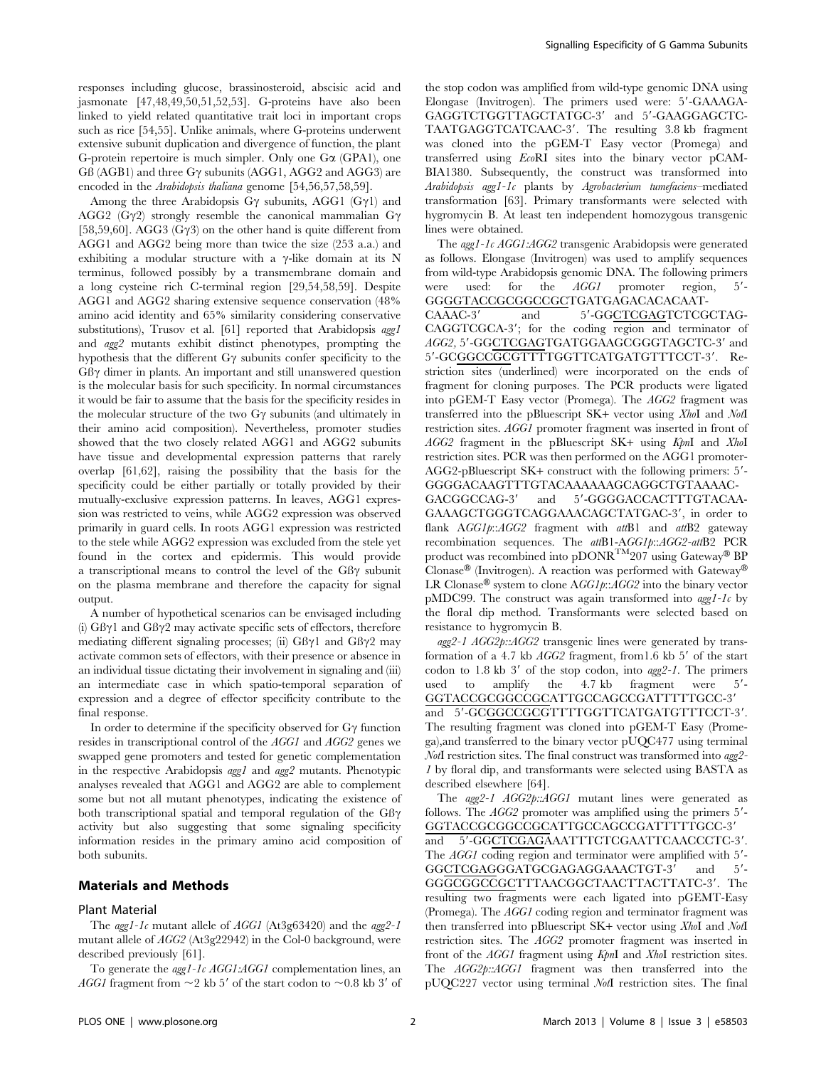responses including glucose, brassinosteroid, abscisic acid and jasmonate [47,48,49,50,51,52,53]. G-proteins have also been linked to yield related quantitative trait loci in important crops such as rice [54,55]. Unlike animals, where G-proteins underwent extensive subunit duplication and divergence of function, the plant G-protein repertoire is much simpler. Only one Gα (GPA1), one Gß (AGB1) and three Gγ subunits (AGG1, AGG2 and AGG3) are encoded in the *Arabidopsis thaliana* genome [54,56,57,58,59].

Among the three Arabidopsis Gγ subunits, AGG1 (Gγ1) and AGG2 (Gγ2) strongly resemble the canonical mammalian Gγ [58,59,60]. AGG3 (Gγ3) on the other hand is quite different from AGG1 and AGG2 being more than twice the size (253 a.a.) and exhibiting a modular structure with a γ-like domain at its N terminus, followed possibly by a transmembrane domain and a long cysteine rich C-terminal region [29,54,58,59]. Despite AGG1 and AGG2 sharing extensive sequence conservation (48% amino acid identity and 65% similarity considering conservative substitutions), Trusov et al. [61] reported that Arabidopsis *agg1* and *agg2* mutants exhibit distinct phenotypes, prompting the hypothesis that the different Gγ subunits confer specificity to the Gßγ dimer in plants. An important and still unanswered question is the molecular basis for such specificity. In normal circumstances it would be fair to assume that the basis for the specificity resides in the molecular structure of the two Gγ subunits (and ultimately in their amino acid composition). Nevertheless, promoter studies showed that the two closely related AGG1 and AGG2 subunits have tissue and developmental expression patterns that rarely overlap [61,62], raising the possibility that the basis for the specificity could be either partially or totally provided by their mutually-exclusive expression patterns. In leaves, AGG1 expression was restricted to veins, while AGG2 expression was observed primarily in guard cells. In roots AGG1 expression was restricted to the stele while AGG2 expression was excluded from the stele yet found in the cortex and epidermis. This would provide a transcriptional means to control the level of the Gßγ subunit on the plasma membrane and therefore the capacity for signal output.

A number of hypothetical scenarios can be envisaged including (i) Gßγ1 and Gßγ2 may activate specific sets of effectors, therefore mediating different signaling processes; (ii) Gßγ1 and Gßγ2 may activate common sets of effectors, with their presence or absence in an individual tissue dictating their involvement in signaling and (iii) an intermediate case in which spatio-temporal separation of expression and a degree of effector specificity contribute to the final response.

In order to determine if the specificity observed for Gγ function resides in transcriptional control of the *AGG1* and *AGG2* genes we swapped gene promoters and tested for genetic complementation in the respective Arabidopsis *agg1* and *agg2* mutants. Phenotypic analyses revealed that AGG1 and AGG2 are able to complement some but not all mutant phenotypes, indicating the existence of both transcriptional spatial and temporal regulation of the Gßγ activity but also suggesting that some signaling specificity information resides in the primary amino acid composition of both subunits.

## Materials and Methods

### Plant Material

The *agg1-1c* mutant allele of *AGG1* (At3g63420) and the *agg2-1* mutant allele of *AGG2* (At3g22942) in the Col-0 background, were described previously [61].

To generate the *agg1-1c AGG1:AGG1* complementation lines, an *AGG1* fragment from ~2 kb 5′ of the start codon to ~0.8 kb 3′ of the stop codon was amplified from wild-type genomic DNA using Elongase (Invitrogen). The primers used were: 5′-GAAAGAGAGGTCTGGTTAGCTATGC-3′ and 5′-GAAGGAGCTCTAATGAGGTCATCAAC-3′. The resulting 3.8 kb fragment was cloned into the pGEM-T Easy vector (Promega) and transferred using *Eco*RI sites into the binary vector pCAMBIA1380. Subsequently, the construct was transformed into *Arabidopsis agg1-1c* plants by *Agrobacterium tumefaciens*–mediated transformation [63]. Primary transformants were selected with hygromycin B. At least ten independent homozygous transgenic lines were obtained.

The *agg1-1c AGG1:AGG2* transgenic Arabidopsis were generated as follows. Elongase (Invitrogen) was used to amplify sequences from wild-type Arabidopsis genomic DNA. The following primers were used: for the *AGG1* promoter region, 5′-GGGGTACCGCGGCCGCTGATGAGACACACAATCAAAC-3′ and 5′-GGCTCGAGTCTCGCTAGCAGGTCGCA-3′; for the coding region and terminator of *AGG2*, 5′-GGCTCGAGTGATGGAAGCGGGTAGCTC-3′ and 5′-GCGGCCGCGTTTTGGTTCATGATGTTTCCT-3′. Restriction sites (underlined) were incorporated on the ends of fragment for cloning purposes. The PCR products were ligated into pGEM-T Easy vector (Promega). The *AGG2* fragment was transferred into the pBluescript SK+ vector using *Xho*I and *Not*I restriction sites. *AGG1* promoter fragment was inserted in front of *AGG2* fragment in the pBluescript SK+ using *Kpn*I and *Xho*I restriction sites. PCR was then performed on the AGG1 promoter-AGG2-pBluescript SK+ construct with the following primers: 5′-GGGGACAAGTTTGTACAAAAAAGCAGGCTGTAAAACGACGGCCAG-3′ and 5′-GGGGACCACTTTGTACAAGAAAGCTGGGTCAGGAAACAGCTATGAC-3′, in order to flank *AGG1p::AGG2* fragment with *att*B1 and *att*B2 gateway recombination sequences. The *att*B1-*AGG1p::AGG2-att*B2 PCR product was recombined into pDONR™207 using Gateway® BP Clonase® (Invitrogen). A reaction was performed with Gateway® LR Clonase® system to clone *AGG1p::AGG2* into the binary vector pMDC99. The construct was again transformed into *agg1-1c* by the floral dip method. Transformants were selected based on resistance to hygromycin B.

*agg2-1 AGG2p::AGG2* transgenic lines were generated by transformation of a 4.7 kb *AGG2* fragment, from1.6 kb 5′ of the start codon to 1.8 kb 3′ of the stop codon, into *agg2-1*. The primers used to amplify the 4.7 kb fragment were 5′-GGTACCGCGGCCGCATTGCCAGCCGATTTTTGCC-3′ and 5′-GCGGCCGCGTTTTGGTTCATGATGTTTCCT-3′. The resulting fragment was cloned into pGEM-T Easy (Promega),and transferred to the binary vector pUQC477 using terminal *Not*I restriction sites. The final construct was transformed into *agg2-1* by floral dip, and transformants were selected using BASTA as described elsewhere [64].

The *agg2-1 AGG2p::AGG1* mutant lines were generated as follows. The *AGG2* promoter was amplified using the primers 5′-GGTACCGCGGCCGCATTGCCAGCCGATTTTTGCC-3′ and 5′-GGCTCGAGAAATTTCTCGAATTCAACCCTC-3′. The *AGG1* coding region and terminator were amplified with 5′-GGCTCGAGGGATGCGAGAGGAAACTGT-3′ and 5′-GGGCGGCCGCTTTAACGGCTAACTTACTTATC-3′. The resulting two fragments were each ligated into pGEMT-Easy (Promega). The *AGG1* coding region and terminator fragment was then transferred into pBluescript SK+ vector using *Xho*I and *Not*I restriction sites. The *AGG2* promoter fragment was inserted in front of the *AGG1* fragment using *Kpn*I and *Xho*I restriction sites. The *AGG2p::AGG1* fragment was then transferred into the pUQC227 vector using terminal *Not*I restriction sites. The final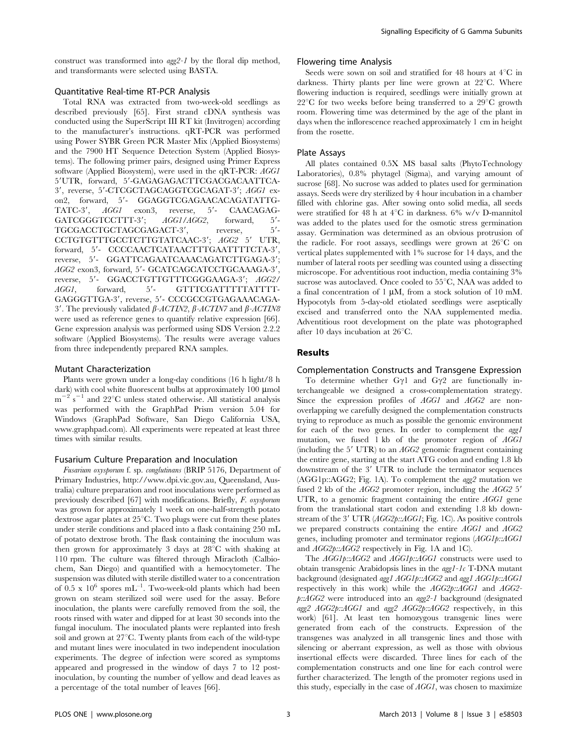construct was transformed into *agg2-1* by the floral dip method, and transformants were selected using BASTA.

### Quantitative Real-time RT-PCR Analysis

Total RNA was extracted from two-week-old seedlings as described previously [65]. First strand cDNA synthesis was conducted using the SuperScript III RT kit (Invitrogen) according to the manufacturer's instructions. qRT-PCR was performed using Power SYBR Green PCR Master Mix (Applied Biosystems) and the 7900 HT Sequence Detection System (Applied Biosystems). The following primer pairs, designed using Primer Express software (Applied Biosystem), were used in the qRT-PCR: *AGG1* 5′UTR, forward, 5′-GAGAGAGACTTCGACGACAATTCA-3′, reverse, 5′-CTCGCTAGCAGGTCGCAGAT-3′; *AGG1* exon2, forward, 5′- GGAGGTCGAGAACACAGATATTG-TATC-3′, *AGG1* exon3, reverse, 5′- CAACAGAG-GATCGGGTCCTTT-3′; *AGG1/AGG2*, forward, 5′-TGCGACCTGCTAGCGAGACT-3′, reverse, 5′-CCTGTGTTTGCCTCTTGTATCAAC-3′; *AGG2* 5′ UTR, forward, 5′- CCCCAACTCATAACTTTGAATTTTCTA-3′, reverse, 5′- GGATTCAGAATCAAACAGATCTTGAGA-3′; *AGG2* exon3, forward, 5′- GCATCAGCATCCTGCAAAGA-3′, reverse, 5′- GGACCTGTTGTTTCGGGAAGA-3′; *AGG2/AGG1*, forward, 5′- GTTTCGATTTTTATTTT-GAGGGTTGA-3′, reverse, 5′- CCCGCCGTGAGAAACAGA-3′. The previously validated *β-ACTIN2*, *β-ACTIN7* and *β-ACTIN8* were used as reference genes to quantify relative expression [66]. Gene expression analysis was performed using SDS Version 2.2.2 software (Applied Biosystems). The results were average values from three independently prepared RNA samples.

### Mutant Characterization

Plants were grown under a long-day conditions (16 h light/8 h dark) with cool white fluorescent bulbs at approximately 100 μmol $m^{-2}$ $s^{-1}$ and 22°C unless stated otherwise. All statistical analysis was performed with the GraphPad Prism version 5.04 for Windows (GraphPad Software, San Diego California USA, www.graphpad.com). All experiments were repeated at least three times with similar results.

### Fusarium Culture Preparation and Inoculation

*Fusarium oxysporum* f. sp. *conglutinans* (BRIP 5176, Department of Primary Industries, http://www.dpi.vic.gov.au, Queensland, Australia) culture preparation and root inoculations were performed as previously described [67] with modifications. Briefly, *F. oxysporum* was grown for approximately 1 week on one-half-strength potato dextrose agar plates at 25°C. Two plugs were cut from these plates under sterile conditions and placed into a flask containing 250 mL of potato dextrose broth. The flask containing the inoculum was then grown for approximately 3 days at 28°C with shaking at 110 rpm. The culture was filtered through Miracloth (Calbiochem, San Diego) and quantified with a hemocytometer. The suspension was diluted with sterile distilled water to a concentration of 0.5 x $10^6$ spores $mL^{-1}$. Two-week-old plants which had been grown on steam sterilized soil were used for the assay. Before inoculation, the plants were carefully removed from the soil, the roots rinsed with water and dipped for at least 30 seconds into the fungal inoculum. The inoculated plants were replanted into fresh soil and grown at 27°C. Twenty plants from each of the wild-type and mutant lines were inoculated in two independent inoculation experiments. The degree of infection were scored as symptoms appeared and progressed in the window of days 7 to 12 post-inoculation, by counting the number of yellow and dead leaves as a percentage of the total number of leaves [66].

### Flowering time Analysis

Seeds were sown on soil and stratified for 48 hours at 4°C in darkness. Thirty plants per line were grown at 22°C. Where flowering induction is required, seedlings were initially grown at 22°C for two weeks before being transferred to a 29°C growth room. Flowering time was determined by the age of the plant in days when the inflorescence reached approximately 1 cm in height from the rosette.

### Plate Assays

All plates contained 0.5X MS basal salts (PhytoTechnology Laboratories), 0.8% phytagel (Sigma), and varying amount of sucrose [68]. No sucrose was added to plates used for germination assays. Seeds were dry sterilized by 4 hour incubation in a chamber filled with chlorine gas. After sowing onto solid media, all seeds were stratified for 48 h at 4°C in darkness. 6% w/v D-mannitol was added to the plates used for the osmotic stress germination assay. Germination was determined as an obvious protrusion of the radicle. For root assays, seedlings were grown at 26°C on vertical plates supplemented with 1% sucrose for 14 days, and the number of lateral roots per seedling was counted using a dissecting microscope. For adventitious root induction, media containing 3% sucrose was autoclaved. Once cooled to 55°C, NAA was added to a final concentration of 1 μM, from a stock solution of 10 mM. Hypocotyls from 5-day-old etiolated seedlings were aseptically excised and transferred onto the NAA supplemented media. Adventitious root development on the plate was photographed after 10 days incubation at 26°C.

## Results

### Complementation Constructs and Transgene Expression

To determine whether Gγ1 and Gγ2 are functionally interchangeable we designed a cross-complementation strategy. Since the expression profiles of *AGG1* and *AGG2* are non-overlapping we carefully designed the complementation constructs trying to reproduce as much as possible the genomic environment for each of the two genes. In order to complement the *agg1* mutation, we fused 1 kb of the promoter region of *AGG1* (including the 5′ UTR) to an *AGG2* genomic fragment containing the entire gene, starting at the start ATG codon and ending 1.8 kb downstream of the 3′ UTR to include the terminator sequences (AGG1p::AGG2; Fig. 1A). To complement the *agg2* mutation we fused 2 kb of the *AGG2* promoter region, including the *AGG2* 5′ UTR, to a genomic fragment containing the entire *AGG1* gene from the translational start codon and extending 1.8 kb downstream of the 3′ UTR (*AGG2p::AGG1*; Fig. 1C). As positive controls we prepared constructs containing the entire *AGG1* and *AGG2* genes, including promoter and terminator regions (*AGG1p::AGG1* and *AGG2p::AGG2* respectively in Fig. 1A and 1C).

The *AGG1p::AGG2* and *AGG1p::AGG1* constructs were used to obtain transgenic Arabidopsis lines in the *agg1-1c* T-DNA mutant background (designated *agg1 AGG1p::AGG2* and *agg1 AGG1p::AGG1* respectively in this work) while the *AGG2p::AGG1* and *AGG2-p::AGG2* were introduced into an *agg2-1* background (designated *agg2 AGG2p::AGG1* and *agg2 AGG2p::AGG2* respectively, in this work) [61]. At least ten homozygous transgenic lines were generated from each of the constructs. Expression of the transgenes was analyzed in all transgenic lines and those with silencing or aberrant expression, as well as those with obvious insertional effects were discarded. Three lines for each of the complementation constructs and one line for each control were further characterized. The length of the promoter regions used in this study, especially in the case of *AGG1*, was chosen to maximize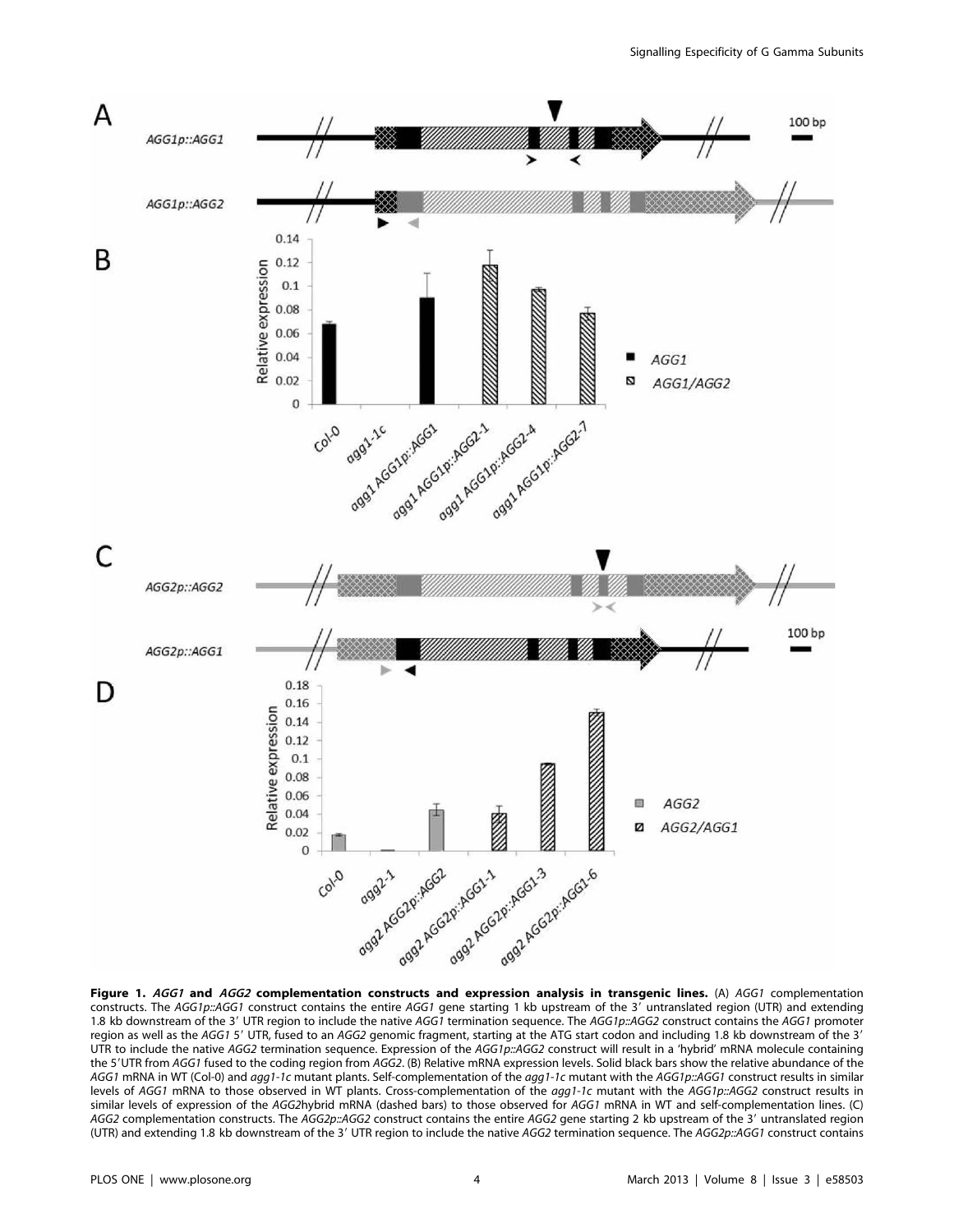**Figure 1. *AGG1* and *AGG2* complementation constructs and expression analysis in transgenic lines.** (A) *AGG1* complementation constructs. The *AGG1p::AGG1* construct contains the entire *AGG1* gene starting 1 kb upstream of the 3′ untranslated region (UTR) and extending 1.8 kb downstream of the 3′ UTR region to include the native *AGG1* termination sequence. The *AGG1p::AGG2* construct contains the *AGG1* promoter region as well as the *AGG1* 5′ UTR, fused to an *AGG2* genomic fragment, starting at the ATG start codon and including 1.8 kb downstream of the 3′ UTR to include the native *AGG2* termination sequence. Expression of the *AGG1p::AGG2* construct will result in a 'hybrid' mRNA molecule containing the 5′UTR from *AGG1* fused to the coding region from *AGG2*. (B) Relative mRNA expression levels. Solid black bars show the relative abundance of the *AGG1* mRNA in WT (Col-0) and *agg1-1c* mutant plants. Self-complementation of the *agg1-1c* mutant with the *AGG1p::AGG1* construct results in similar levels of *AGG1* mRNA to those observed in WT plants. Cross-complementation of the *agg1-1c* mutant with the *AGG1p::AGG2* construct results in similar levels of expression of the *AGG2*hybrid mRNA (dashed bars) to those observed for *AGG1* mRNA in WT and self-complementation lines. (C) *AGG2* complementation constructs. The *AGG2p::AGG2* construct contains the entire *AGG2* gene starting 2 kb upstream of the 3′ untranslated region (UTR) and extending 1.8 kb downstream of the 3′ UTR region to include the native *AGG2* termination sequence. The *AGG2p::AGG1* construct contains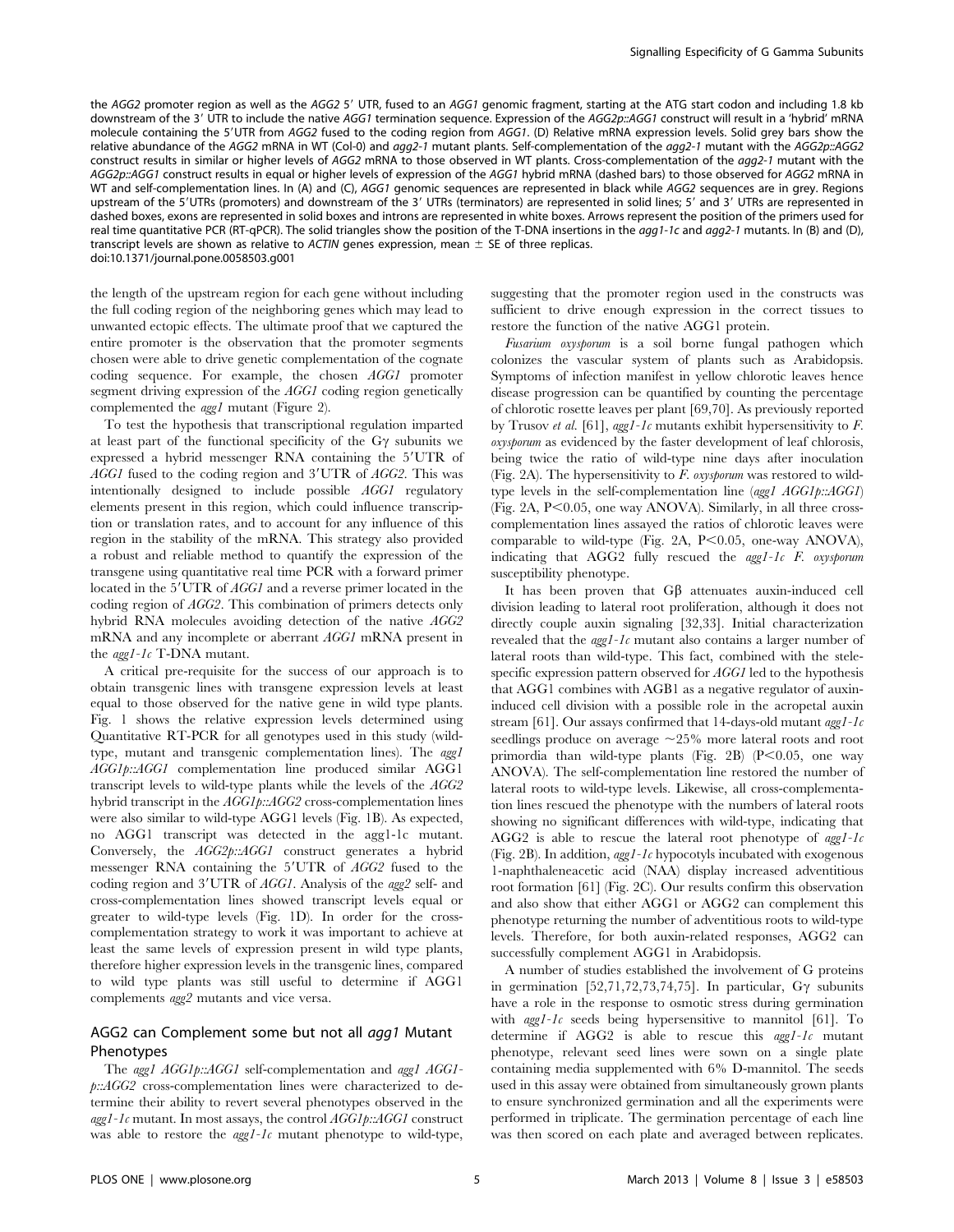the *AGG2* promoter region as well as the *AGG2* 5′ UTR, fused to an *AGG1* genomic fragment, starting at the ATG start codon and including 1.8 kb downstream of the 3′ UTR to include the native *AGG1* termination sequence. Expression of the *AGG2p::AGG1* construct will result in a 'hybrid' mRNA molecule containing the 5′UTR from *AGG2* fused to the coding region from *AGG1*. (D) Relative mRNA expression levels. Solid grey bars show the relative abundance of the *AGG2* mRNA in WT (Col-0) and *agg2-1* mutant plants. Self-complementation of the *agg2-1* mutant with the *AGG2p::AGG2* construct results in similar or higher levels of *AGG2* mRNA to those observed in WT plants. Cross-complementation of the *agg2-1* mutant with the *AGG2p::AGG1* construct results in equal or higher levels of expression of the *AGG1* hybrid mRNA (dashed bars) to those observed for *AGG2* mRNA in WT and self-complementation lines. In (A) and (C), *AGG1* genomic sequences are represented in black while *AGG2* sequences are in grey. Regions upstream of the 5′UTRs (promoters) and downstream of the 3′ UTRs (terminators) are represented in solid lines; 5′ and 3′ UTRs are represented in dashed boxes, exons are represented in solid boxes and introns are represented in white boxes. Arrows represent the position of the primers used for real time quantitative PCR (RT-qPCR). The solid triangles show the position of the T-DNA insertions in the *agg1-1c* and *agg2-1* mutants. In (B) and (D), transcript levels are shown as relative to *ACTIN* genes expression, mean ± SE of three replicas.
doi:10.1371/journal.pone.0058503.g001

the length of the upstream region for each gene without including the full coding region of the neighboring genes which may lead to unwanted ectopic effects. The ultimate proof that we captured the entire promoter is the observation that the promoter segments chosen were able to drive genetic complementation of the cognate coding sequence. For example, the chosen *AGG1* promoter segment driving expression of the *AGG1* coding region genetically complemented the *agg1* mutant (Figure 2).

To test the hypothesis that transcriptional regulation imparted at least part of the functional specificity of the Gγ subunits we expressed a hybrid messenger RNA containing the 5′UTR of *AGG1* fused to the coding region and 3′UTR of *AGG2*. This was intentionally designed to include possible *AGG1* regulatory elements present in this region, which could influence transcription or translation rates, and to account for any influence of this region in the stability of the mRNA. This strategy also provided a robust and reliable method to quantify the expression of the transgene using quantitative real time PCR with a forward primer located in the 5′UTR of *AGG1* and a reverse primer located in the coding region of *AGG2*. This combination of primers detects only hybrid RNA molecules avoiding detection of the native *AGG2* mRNA and any incomplete or aberrant *AGG1* mRNA present in the *agg1-1c* T-DNA mutant.

A critical pre-requisite for the success of our approach is to obtain transgenic lines with transgene expression levels at least equal to those observed for the native gene in wild type plants. Fig. 1 shows the relative expression levels determined using Quantitative RT-PCR for all genotypes used in this study (wild-type, mutant and transgenic complementation lines). The *agg1 AGG1p::AGG1* complementation line produced similar AGG1 transcript levels to wild-type plants while the levels of the *AGG2* hybrid transcript in the *AGG1p::AGG2* cross-complementation lines were also similar to wild-type AGG1 levels (Fig. 1B). As expected, no AGG1 transcript was detected in the agg1-1c mutant. Conversely, the *AGG2p::AGG1* construct generates a hybrid messenger RNA containing the 5′UTR of *AGG2* fused to the coding region and 3′UTR of *AGG1*. Analysis of the *agg2* self- and cross-complementation lines showed transcript levels equal or greater to wild-type levels (Fig. 1D). In order for the cross-complementation strategy to work it was important to achieve at least the same levels of expression present in wild type plants, therefore higher expression levels in the transgenic lines, compared to wild type plants was still useful to determine if AGG1 complements *agg2* mutants and vice versa.

## AGG2 can Complement some but not all *agg1* Mutant Phenotypes

The *agg1 AGG1p::AGG1* self-complementation and *agg1 AGG1-p::AGG2* cross-complementation lines were characterized to determine their ability to revert several phenotypes observed in the *agg1-1c* mutant. In most assays, the control *AGG1p::AGG1* construct was able to restore the *agg1-1c* mutant phenotype to wild-type, suggesting that the promoter region used in the constructs was sufficient to drive enough expression in the correct tissues to restore the function of the native AGG1 protein.

*Fusarium oxysporum* is a soil borne fungal pathogen which colonizes the vascular system of plants such as Arabidopsis. Symptoms of infection manifest in yellow chlorotic leaves hence disease progression can be quantified by counting the percentage of chlorotic rosette leaves per plant [69,70]. As previously reported by Trusov *et al.* [61], *agg1-1c* mutants exhibit hypersensitivity to *F. oxysporum* as evidenced by the faster development of leaf chlorosis, being twice the ratio of wild-type nine days after inoculation (Fig. 2A). The hypersensitivity to *F. oxysporum* was restored to wild-type levels in the self-complementation line (*agg1 AGG1p::AGG1*) (Fig. 2A, $P<0.05$, one way ANOVA). Similarly, in all three cross-complementation lines assayed the ratios of chlorotic leaves were comparable to wild-type (Fig. 2A, $P<0.05$, one-way ANOVA), indicating that AGG2 fully rescued the *agg1-1c F. oxysporum* susceptibility phenotype.

It has been proven that Gβ attenuates auxin-induced cell division leading to lateral root proliferation, although it does not directly couple auxin signaling [32,33]. Initial characterization revealed that the *agg1-1c* mutant also contains a larger number of lateral roots than wild-type. This fact, combined with the stele-specific expression pattern observed for *AGG1* led to the hypothesis that AGG1 combines with AGB1 as a negative regulator of auxin-induced cell division with a possible role in the acropetal auxin stream [61]. Our assays confirmed that 14-days-old mutant *agg1-1c* seedlings produce on average ~25% more lateral roots and root primordia than wild-type plants (Fig. 2B) ($P<0.05$, one way ANOVA). The self-complementation line restored the number of lateral roots to wild-type levels. Likewise, all cross-complementation lines rescued the phenotype with the numbers of lateral roots showing no significant differences with wild-type, indicating that AGG2 is able to rescue the lateral root phenotype of *agg1-1c* (Fig. 2B). In addition, *agg1-1c* hypocotyls incubated with exogenous 1-naphthaleneacetic acid (NAA) display increased adventitious root formation [61] (Fig. 2C). Our results confirm this observation and also show that either AGG1 or AGG2 can complement this phenotype returning the number of adventitious roots to wild-type levels. Therefore, for both auxin-related responses, AGG2 can successfully complement AGG1 in Arabidopsis.

A number of studies established the involvement of G proteins in germination [52,71,72,73,74,75]. In particular, Gγ subunits have a role in the response to osmotic stress during germination with *agg1-1c* seeds being hypersensitive to mannitol [61]. To determine if AGG2 is able to rescue this *agg1-1c* mutant phenotype, relevant seed lines were sown on a single plate containing media supplemented with 6% D-mannitol. The seeds used in this assay were obtained from simultaneously grown plants to ensure synchronized germination and all the experiments were performed in triplicate. The germination percentage of each line was then scored on each plate and averaged between replicates.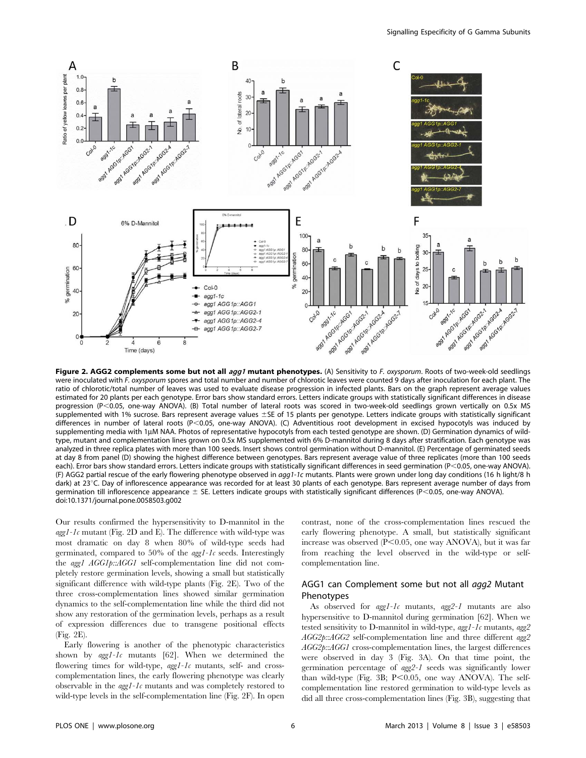**Figure 2. AGG2 complements some but not all *agg1* mutant phenotypes.** (A) Sensitivity to *F. oxysporum*. Roots of two-week-old seedlings were inoculated with *F. oxysporum* spores and total number and number of chlorotic leaves were counted 9 days after inoculation for each plant. The ratio of chlorotic/total number of leaves was used to evaluate disease progression in infected plants. Bars on the graph represent average values estimated for 20 plants per each genotype. Error bars show standard errors. Letters indicate groups with statistically significant differences in disease progression ($P<0.05$, one-way ANOVA). (B) Total number of lateral roots was scored in two-week-old seedlings grown vertically on 0.5x MS supplemented with 1% sucrose. Bars represent average values ±SE of 15 plants per genotype. Letters indicate groups with statistically significant differences in number of lateral roots ($P<0.05$, one-way ANOVA). (C) Adventitious root development in excised hypocotyls was induced by supplementing media with 1μM NAA. Photos of representative hypocotyls from each tested genotype are shown. (D) Germination dynamics of wild-type, mutant and complementation lines grown on 0.5x MS supplemented with 6% D-mannitol during 8 days after stratification. Each genotype was analyzed in three replica plates with more than 100 seeds. Insert shows control germination without D-mannitol. (E) Percentage of germinated seeds at day 8 from panel (D) showing the highest difference between genotypes. Bars represent average value of three replicates (more than 100 seeds each). Error bars show standard errors. Letters indicate groups with statistically significant differences in seed germination ($P<0.05$, one-way ANOVA). (F) AGG2 partial rescue of the early flowering phenotype observed in *agg1-1c* mutants. Plants were grown under long day conditions (16 h light/8 h dark) at 23°C. Day of inflorescence appearance was recorded for at least 30 plants of each genotype. Bars represent average number of days from germination till inflorescence appearance ± SE. Letters indicate groups with statistically significant differences ($P<0.05$, one-way ANOVA).
doi:10.1371/journal.pone.0058503.g002

Our results confirmed the hypersensitivity to D-mannitol in the *agg1-1c* mutant (Fig. 2D and E). The difference with wild-type was most dramatic on day 8 when 80% of wild-type seeds had germinated, compared to 50% of the *agg1-1c* seeds. Interestingly the *agg1 AGG1p::AGG1* self-complementation line did not completely restore germination levels, showing a small but statistically significant difference with wild-type plants (Fig. 2E). Two of the three cross-complementation lines showed similar germination dynamics to the self-complementation line while the third did not show any restoration of the germination levels, perhaps as a result of expression differences due to transgene positional effects (Fig. 2E).

Early flowering is another of the phenotypic characteristics shown by *agg1-1c* mutants [62]. When we determined the flowering times for wild-type, *agg1-1c* mutants, self- and cross-complementation lines, the early flowering phenotype was clearly observable in the *agg1-1c* mutants and was completely restored to wild-type levels in the self-complementation line (Fig. 2F). In open contrast, none of the cross-complementation lines rescued the early flowering phenotype. A small, but statistically significant increase was observed ($P<0.05$, one way ANOVA), but it was far from reaching the level observed in the wild-type or self-complementation line.

## AGG1 can Complement some but not all *agg2* Mutant Phenotypes

As observed for *agg1-1c* mutants, *agg2-1* mutants are also hypersensitive to D-mannitol during germination [62]. When we tested sensitivity to D-mannitol in wild-type, *agg1-1c* mutants, *agg2 AGG2p::AGG2* self-complementation line and three different *agg2 AGG2p::AGG1* cross-complementation lines, the largest differences were observed in day 3 (Fig. 3A). On that time point, the germination percentage of *agg2-1* seeds was significantly lower than wild-type (Fig. 3B; $P<0.05$, one way ANOVA). The self-complementation line restored germination to wild-type levels as did all three cross-complementation lines (Fig. 3B), suggesting that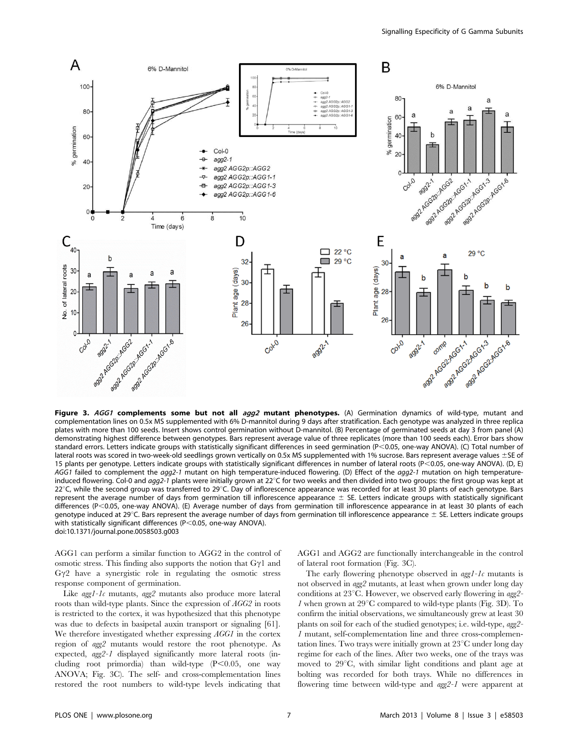**Figure 3. *AGG1* complements some but not all *agg2* mutant phenotypes.** (A) Germination dynamics of wild-type, mutant and complementation lines on 0.5x MS supplemented with 6% D-mannitol during 9 days after stratification. Each genotype was analyzed in three replica plates with more than 100 seeds. Insert shows control germination without D-mannitol. (B) Percentage of germinated seeds at day 3 from panel (A) demonstrating highest difference between genotypes. Bars represent average value of three replicates (more than 100 seeds each). Error bars show standard errors. Letters indicate groups with statistically significant differences in seed germination (P<0.05, one-way ANOVA). (C) Total number of lateral roots was scored in two-week-old seedlings grown vertically on 0.5x MS supplemented with 1% sucrose. Bars represent average values ±SE of 15 plants per genotype. Letters indicate groups with statistically significant differences in number of lateral roots (P<0.05, one-way ANOVA). (D, E) *AGG1* failed to complement the *agg2-1* mutant on high temperature-induced flowering. (D) Effect of the *agg2-1* mutation on high temperature-induced flowering. Col-0 and *agg2-1* plants were initially grown at 22°C for two weeks and then divided into two groups: the first group was kept at 22°C, while the second group was transferred to 29°C. Day of inflorescence appearance was recorded for at least 30 plants of each genotype. Bars represent the average number of days from germination till inflorescence appearance ± SE. Letters indicate groups with statistically significant differences (P<0.05, one-way ANOVA). (E) Average number of days from germination till inflorescence appearance in at least 30 plants of each genotype induced at 29°C. Bars represent the average number of days from germination till inflorescence appearance ± SE. Letters indicate groups with statistically significant differences (P<0.05, one-way ANOVA).
doi:10.1371/journal.pone.0058503.g003

AGG1 can perform a similar function to AGG2 in the control of osmotic stress. This finding also supports the notion that Gγ1 and Gγ2 have a synergistic role in regulating the osmotic stress response component of germination.

Like *agg1-1c* mutants, *agg2* mutants also produce more lateral roots than wild-type plants. Since the expression of *AGG2* in roots is restricted to the cortex, it was hypothesized that this phenotype was due to defects in basipetal auxin transport or signaling [61]. We therefore investigated whether expressing *AGG1* in the cortex region of *agg2* mutants would restore the root phenotype. As expected, *agg2-1* displayed significantly more lateral roots (including root primordia) than wild-type (P<0.05, one way ANOVA; Fig. 3C). The self- and cross-complementation lines restored the root numbers to wild-type levels indicating that AGG1 and AGG2 are functionally interchangeable in the control of lateral root formation (Fig. 3C).

The early flowering phenotype observed in *agg1-1c* mutants is not observed in *agg2* mutants, at least when grown under long day conditions at 23°C. However, we observed early flowering in *agg2-1* when grown at 29°C compared to wild-type plants (Fig. 3D). To confirm the initial observations, we simultaneously grew at least 30 plants on soil for each of the studied genotypes; i.e. wild-type, *agg2-1* mutant, self-complementation line and three cross-complementation lines. Two trays were initially grown at 23°C under long day regime for each of the lines. After two weeks, one of the trays was moved to 29°C, with similar light conditions and plant age at bolting was recorded for both trays. While no differences in flowering time between wild-type and *agg2-1* were apparent at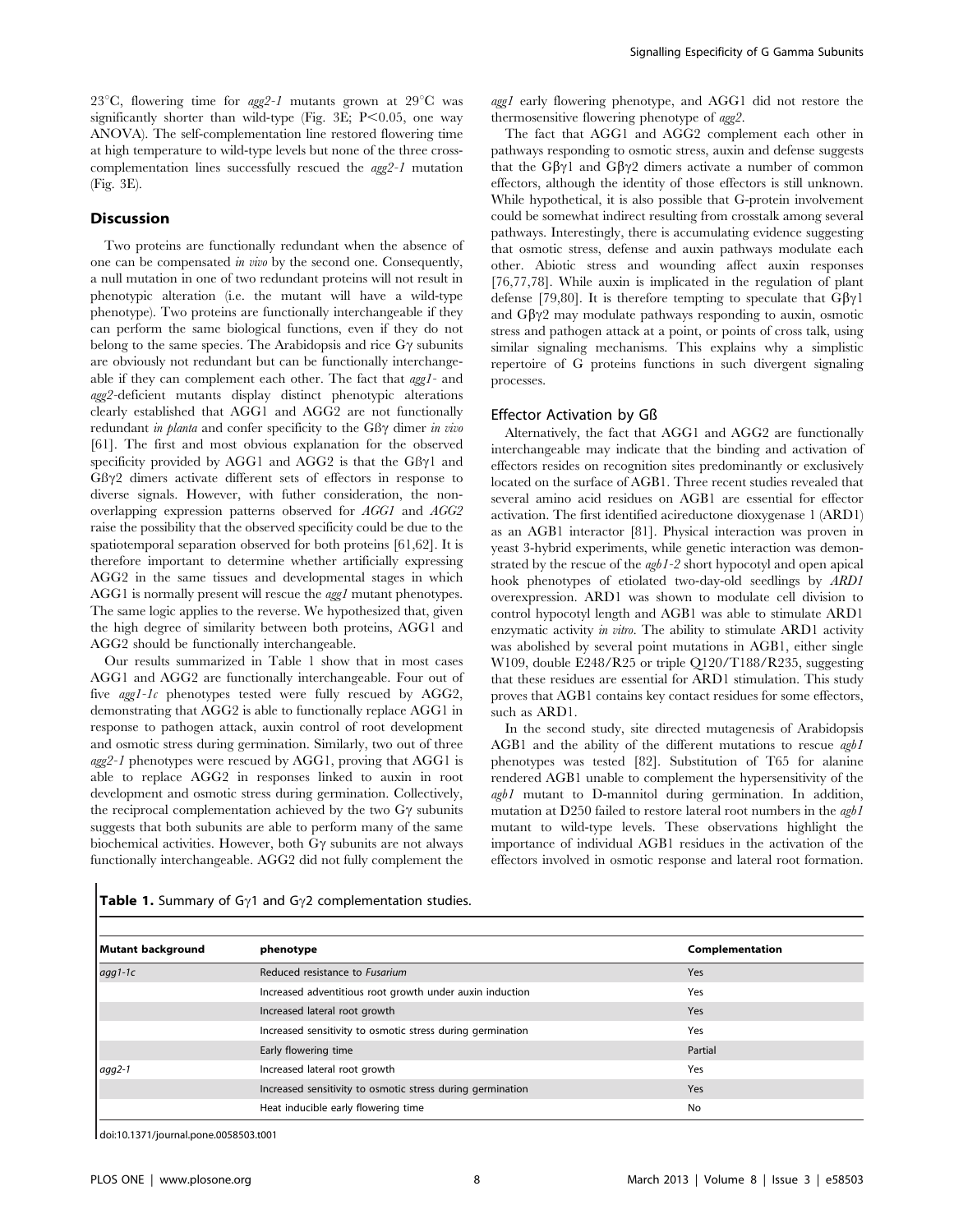23°C, flowering time for *agg2-1* mutants grown at 29°C was significantly shorter than wild-type (Fig. 3E; $P<0.05$, one way ANOVA). The self-complementation line restored flowering time at high temperature to wild-type levels but none of the three cross-complementation lines successfully rescued the *agg2-1* mutation (Fig. 3E).

## Discussion

Two proteins are functionally redundant when the absence of one can be compensated *in vivo* by the second one. Consequently, a null mutation in one of two redundant proteins will not result in phenotypic alteration (i.e. the mutant will have a wild-type phenotype). Two proteins are functionally interchangeable if they can perform the same biological functions, even if they do not belong to the same species. The Arabidopsis and rice Gγ subunits are obviously not redundant but can be functionally interchangeable if they can complement each other. The fact that *agg1*- and *agg2*-deficient mutants display distinct phenotypic alterations clearly established that AGG1 and AGG2 are not functionally redundant *in planta* and confer specificity to the Gßγ dimer *in vivo* [61]. The first and most obvious explanation for the observed specificity provided by AGG1 and AGG2 is that the Gßγ1 and Gßγ2 dimers activate different sets of effectors in response to diverse signals. However, with futher consideration, the non-overlapping expression patterns observed for *AGG1* and *AGG2* raise the possibility that the observed specificity could be due to the spatiotemporal separation observed for both proteins [61,62]. It is therefore important to determine whether artificially expressing AGG2 in the same tissues and developmental stages in which AGG1 is normally present will rescue the *agg1* mutant phenotypes. The same logic applies to the reverse. We hypothesized that, given the high degree of similarity between both proteins, AGG1 and AGG2 should be functionally interchangeable.

Our results summarized in Table 1 show that in most cases AGG1 and AGG2 are functionally interchangeable. Four out of five *agg1-1c* phenotypes tested were fully rescued by AGG2, demonstrating that AGG2 is able to functionally replace AGG1 in response to pathogen attack, auxin control of root development and osmotic stress during germination. Similarly, two out of three *agg2-1* phenotypes were rescued by AGG1, proving that AGG1 is able to replace AGG2 in responses linked to auxin in root development and osmotic stress during germination. Collectively, the reciprocal complementation achieved by the two Gγ subunits suggests that both subunits are able to perform many of the same biochemical activities. However, both Gγ subunits are not always functionally interchangeable. AGG2 did not fully complement the *agg1* early flowering phenotype, and AGG1 did not restore the thermosensitive flowering phenotype of *agg2*.

The fact that AGG1 and AGG2 complement each other in pathways responding to osmotic stress, auxin and defense suggests that the Gβγ1 and Gβγ2 dimers activate a number of common effectors, although the identity of those effectors is still unknown. While hypothetical, it is also possible that G-protein involvement could be somewhat indirect resulting from crosstalk among several pathways. Interestingly, there is accumulating evidence suggesting that osmotic stress, defense and auxin pathways modulate each other. Abiotic stress and wounding affect auxin responses [76,77,78]. While auxin is implicated in the regulation of plant defense [79,80]. It is therefore tempting to speculate that Gβγ1 and Gβγ2 may modulate pathways responding to auxin, osmotic stress and pathogen attack at a point, or points of cross talk, using similar signaling mechanisms. This explains why a simplistic repertoire of G proteins functions in such divergent signaling processes.

### Effector Activation by Gß

Alternatively, the fact that AGG1 and AGG2 are functionally interchangeable may indicate that the binding and activation of effectors resides on recognition sites predominantly or exclusively located on the surface of AGB1. Three recent studies revealed that several amino acid residues on AGB1 are essential for effector activation. The first identified acireductone dioxygenase 1 (ARD1) as an AGB1 interactor [81]. Physical interaction was proven in yeast 3-hybrid experiments, while genetic interaction was demonstrated by the rescue of the *agb1-2* short hypocotyl and open apical hook phenotypes of etiolated two-day-old seedlings by *ARD1* overexpression. ARD1 was shown to modulate cell division to control hypocotyl length and AGB1 was able to stimulate ARD1 enzymatic activity *in vitro*. The ability to stimulate ARD1 activity was abolished by several point mutations in AGB1, either single W109, double E248/R25 or triple Q120/T188/R235, suggesting that these residues are essential for ARD1 stimulation. This study proves that AGB1 contains key contact residues for some effectors, such as ARD1.

In the second study, site directed mutagenesis of Arabidopsis AGB1 and the ability of the different mutations to rescue *agb1* phenotypes was tested [82]. Substitution of T65 for alanine rendered AGB1 unable to complement the hypersensitivity of the *agb1* mutant to D-mannitol during germination. In addition, mutation at D250 failed to restore lateral root numbers in the *agb1* mutant to wild-type levels. These observations highlight the importance of individual AGB1 residues in the activation of the effectors involved in osmotic response and lateral root formation.

**Table 1.** Summary of Gγ1 and Gγ2 complementation studies.

| Mutant background | phenotype | Complementation |
|---|---|---|
| *agg1-1c* | Reduced resistance to *Fusarium* | Yes |
| | Increased adventitious root growth under auxin induction | Yes |
| | Increased lateral root growth | Yes |
| | Increased sensitivity to osmotic stress during germination | Yes |
| | Early flowering time | Partial |
| *agg2-1* | Increased lateral root growth | Yes |
| | Increased sensitivity to osmotic stress during germination | Yes |
| | Heat inducible early flowering time | No |

doi:10.1371/journal.pone.0058503.t001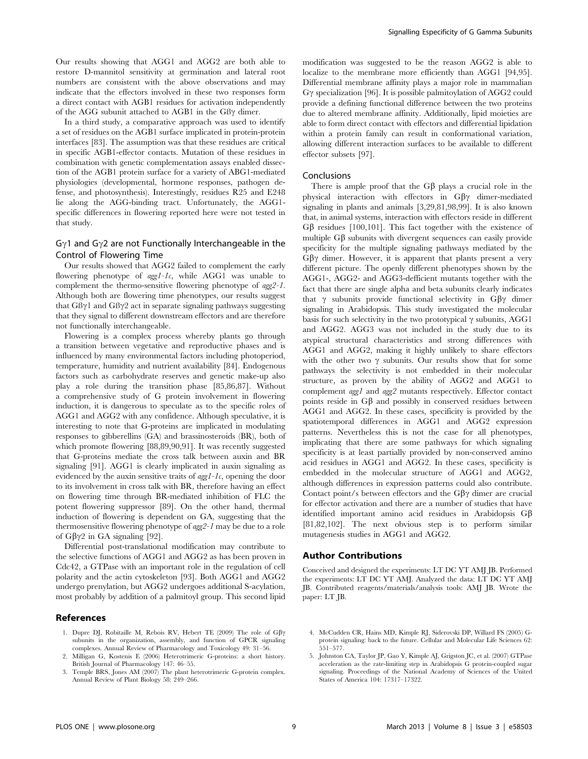Our results showing that AGG1 and AGG2 are both able to restore D-mannitol sensitivity at germination and lateral root numbers are consistent with the above observations and may indicate that the effectors involved in these two responses form a direct contact with AGB1 residues for activation independently of the AGG subunit attached to AGB1 in the Gßγ dimer.

In a third study, a comparative approach was used to identify a set of residues on the AGB1 surface implicated in protein-protein interfaces [83]. The assumption was that these residues are critical in specific AGB1-effector contacts. Mutation of these residues in combination with genetic complementation assays enabled dissection of the AGB1 protein surface for a variety of ABG1-mediated physiologies (developmental, hormone responses, pathogen defense, and photosynthesis). Interestingly, residues R25 and E248 lie along the AGG-binding tract. Unfortunately, the AGG1-specific differences in flowering reported here were not tested in that study.

### Gγ1 and Gγ2 are not Functionally Interchangeable in the Control of Flowering Time

Our results showed that AGG2 failed to complement the early flowering phenotype of *agg1-1c*, while AGG1 was unable to complement the thermo-sensitive flowering phenotype of *agg2-1*. Although both are flowering time phenotypes, our results suggest that Gßγ1 and Gßγ2 act in separate signaling pathways suggesting that they signal to different downstream effectors and are therefore not functionally interchangeable.

Flowering is a complex process whereby plants go through a transition between vegetative and reproductive phases and is influenced by many environmental factors including photoperiod, temperature, humidity and nutrient availability [84]. Endogenous factors such as carbohydrate reserves and genetic make-up also play a role during the transition phase [85,86,87]. Without a comprehensive study of G protein involvement in flowering induction, it is dangerous to speculate as to the specific roles of AGG1 and AGG2 with any confidence. Although speculative, it is interesting to note that G-proteins are implicated in modulating responses to gibberellins (GA) and brassinosteroids (BR), both of which promote flowering [88,89,90,91]. It was recently suggested that G-proteins mediate the cross talk between auxin and BR signaling [91]. AGG1 is clearly implicated in auxin signaling as evidenced by the auxin sensitive traits of *agg1-1c*, opening the door to its involvement in cross talk with BR, therefore having an effect on flowering time through BR-mediated inhibition of FLC the potent flowering suppressor [89]. On the other hand, thermal induction of flowering is dependent on GA, suggesting that the thermosensitive flowering phenotype of *agg2-1* may be due to a role of Gβγ2 in GA signaling [92].

Differential post-translational modification may contribute to the selective functions of AGG1 and AGG2 as has been proven in Cdc42, a GTPase with an important role in the regulation of cell polarity and the actin cytoskeleton [93]. Both AGG1 and AGG2 undergo prenylation, but AGG2 undergoes additional S-acylation, most probably by addition of a palmitoyl group. This second lipid modification was suggested to be the reason AGG2 is able to localize to the membrane more efficiently than AGG1 [94,95]. Differential membrane affinity plays a major role in mammalian Gγ specialization [96]. It is possible palmitoylation of AGG2 could provide a defining functional difference between the two proteins due to altered membrane affinity. Additionally, lipid moieties are able to form direct contact with effectors and differential lipidation within a protein family can result in conformational variation, allowing different interaction surfaces to be available to different effector subsets [97].

### Conclusions

There is ample proof that the Gβ plays a crucial role in the physical interaction with effectors in Gβγ dimer-mediated signaling in plants and animals [3,29,81,98,99]. It is also known that, in animal systems, interaction with effectors reside in different Gβ residues [100,101]. This fact together with the existence of multiple Gβ subunits with divergent sequences can easily provide specificity for the multiple signaling pathways mediated by the Gβγ dimer. However, it is apparent that plants present a very different picture. The openly different phenotypes shown by the AGG1-, AGG2- and AGG3-defficient mutants together with the fact that there are single alpha and beta subunits clearly indicates that γ subunits provide functional selectivity in Gβγ dimer signaling in Arabidopsis. This study investigated the molecular basis for such selectivity in the two prototypical γ subunits, AGG1 and AGG2. AGG3 was not included in the study due to its atypical structural characteristics and strong differences with AGG1 and AGG2, making it highly unlikely to share effectors with the other two γ subunits. Our results show that for some pathways the selectivity is not embedded in their molecular structure, as proven by the ability of AGG2 and AGG1 to complement *agg1* and *agg2* mutants respectively. Effector contact points reside in Gβ and possibly in conserved residues between AGG1 and AGG2. In these cases, specificity is provided by the spatiotemporal differences in AGG1 and AGG2 expression patterns. Nevertheless this is not the case for all phenotypes, implicating that there are some pathways for which signaling specificity is at least partially provided by non-conserved amino acid residues in AGG1 and AGG2. In these cases, specificity is embedded in the molecular structure of AGG1 and AGG2, although differences in expression patterns could also contribute. Contact point/s between effectors and the Gβγ dimer are crucial for effector activation and there are a number of studies that have identified important amino acid residues in Arabidopsis Gβ [81,82,102]. The next obvious step is to perform similar mutagenesis studies in AGG1 and AGG2.

## Author Contributions

Conceived and designed the experiments: LT DC YT AMJ JB. Performed the experiments: LT DC YT AMJ. Analyzed the data: LT DC YT AMJ JB. Contributed reagents/materials/analysis tools: AMJ JB. Wrote the paper: LT JB.

## References

1. Dupre DJ, Robitaille M, Rebois RV, Hebert TE (2009) The role of Gβγ subunits in the organization, assembly, and function of GPCR signaling complexes. Annual Review of Pharmacology and Toxicology 49: 31–56.
2. Milligan G, Kostenis E (2006) Heterotrimeric G-proteins: a short history. British Journal of Pharmacology 147: 46–55.
3. Temple BRS, Jones AM (2007) The plant heterotrimeric G-protein complex. Annual Review of Plant Biology 58: 249–266.
4. McCudden CR, Hains MD, Kimple RJ, Siderovski DP, Willard FS (2005) G-protein signaling: back to the future. Cellular and Molecular Life Sciences 62: 551–577.
5. Johnston CA, Taylor JP, Gao Y, Kimple AJ, Grigston JC, et al. (2007) GTPase acceleration as the rate-limiting step in Arabidopsis G protein-coupled sugar signaling. Proceedings of the National Academy of Sciences of the United States of America 104: 17317–17322.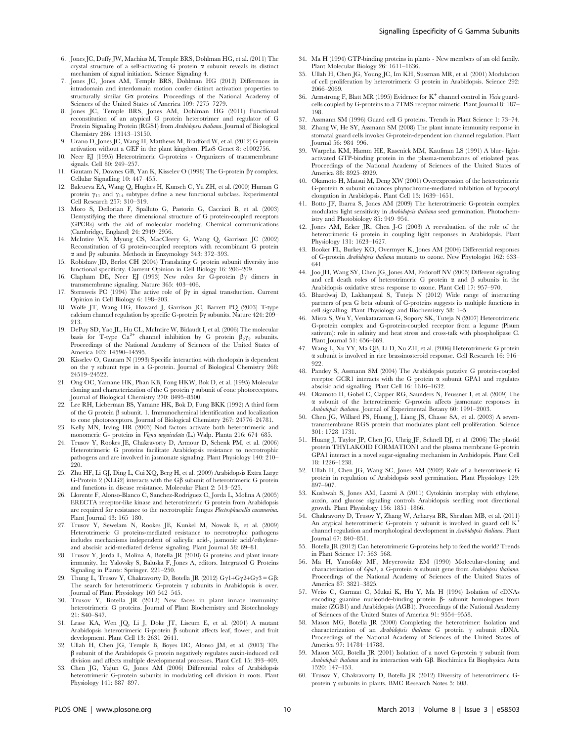6. Jones JC, Duffy JW, Machius M, Temple BRS, Dohlman HG, et al. (2011) The crystal structure of a self-activating G protein α subunit reveals its distinct mechanism of signal initiation. Science Signaling 4.
7. Jones JC, Jones AM, Temple BRS, Dohlman HG (2012) Differences in intradomain and interdomain motion confer distinct activation properties to structurally similar Gα proteins. Proceedings of the National Academy of Sciences of the United States of America 109: 7275–7279.
8. Jones JC, Temple BRS, Jones AM, Dohlman HG (2011) Functional reconstitution of an atypical G protein heterotrimer and regulator of G Protein Signaling Protein (RGS1) from *Arabidopsis thaliana*. Journal of Biological Chemistry 286: 13143–13150.
9. Urano D, Jones JC, Wang H, Matthews M, Bradford W, et al. (2012) G protein activation without a GEF in the plant kingdom. PLoS Genet 8: e1002756.
10. Neer EJ (1995) Heterotrimeric G-proteins - Organizers of transmembrane signals. Cell 80: 249–257.
11. Gautam N, Downes GB, Yan K, Kisselev O (1998) The G-protein βγ complex. Cellular Signalling 10: 447–455.
12. Balcueva EA, Wang Q, Hughes H, Kunsch C, Yu ZH, et al. (2000) Human G protein $\gamma_{11}$ and $\gamma_{14}$ subtypes define a new functional subclass. Experimental Cell Research 257: 310–319.
13. Moro S, Deflorian F, Spalluto G, Pastorin G, Cacciari B, et al. (2003) Demystifying the three dimensional structure of G protein-coupled receptors (GPCRs) with the aid of molecular modeling. Chemical communications (Cambridge, England) 24: 2949–2956.
14. McIntire WE, Myung CS, MacCleery G, Wang Q, Garrison JC (2002) Reconstitution of G protein-coupled receptors with recombinant G protein α and βγ subunits. Methods in Enzymology 343: 372–393.
15. Robishaw JD, Berlot CH (2004) Translating G protein subunit diversity into functional specificity. Current Opinion in Cell Biology 16: 206–209.
16. Clapham DE, Neer EJ (1993) New roles for G-protein βγ dimers in transmembrane signaling. Nature 365: 403–406.
17. Sternweis PC (1994) The active role of βγ in signal transduction. Current Opinion in Cell Biology 6: 198–203.
18. Wolfe JT, Wang HG, Howard J, Garrison JC, Barrett PQ (2003) T-type calcium channel regulation by specific G-protein βγ subunits. Nature 424: 209–213.
19. DePuy SD, Yao JL, Hu CL, McIntire W, Bidaudt I, et al. (2006) The molecular basis for T-type $Ca^{2+}$ channel inhibition by G protein $\beta_2\gamma_2$ subunits. Proceedings of the National Academy of Sciences of the United States of America 103: 14590–14595.
20. Kisselev O, Gautam N (1993) Specific interaction with rhodopsin is dependent on the γ subunit type in a G-protein. Journal of Biological Chemistry 268: 24519–24522.
21. Ong OC, Yamane HK, Phan KB, Fong HKW, Bok D, et al. (1995) Molecular cloning and characterization of the G protein γ subunit of cone photoreceptors. Journal of Biological Chemistry 270: 8495–8500.
22. Lee RH, Lieberman BS, Yamane HK, Bok D, Fung BKK (1992) A third form of the G protein β subunit. 1. Immunochemical identification and localization to cone photoreceptors. Journal of Biological Chemistry 267: 24776–24781.
23. Kelly MN, Irving HR (2003) Nod factors activate both heterotrimeric and monomeric G- proteins in *Vigna unguiculata* (L.) Walp. Planta 216: 674–685.
24. Trusov Y, Rookes JE, Chakravorty D, Armour D, Schenk PM, et al. (2006) Heterotrimeric G proteins facilitate Arabidopsis resistance to necrotrophic pathogens and are involved in jasmonate signaling. Plant Physiology 140: 210–220.
25. Zhu HF, Li GJ, Ding L, Cui XQ, Berg H, et al. (2009) Arabidopsis Extra Large G-Protein 2 (XLG2) interacts with the Gβ subunit of heterotrimeric G protein and functions in disease resistance. Molecular Plant 2: 513–525.
26. Llorente F, Alonso-Blanco C, Sanchez-Rodriguez C, Jorda L, Molina A (2005) ERECTA receptor-like kinase and heterotrimeric G protein from Arabidopsis are required for resistance to the necrotrophic fungus *Plectosphaerella cucumerina*. Plant Journal 43: 165–180.
27. Trusov Y, Sewelam N, Rookes JE, Kunkel M, Nowak E, et al. (2009) Heterotrimeric G proteins-mediated resistance to necrotrophic pathogens includes mechanisms independent of salicylic acid-, jasmonic acid/ethylene- and abscisic acid-mediated defense signaling. Plant Journal 58: 69–81.
28. Trusov Y, Jorda L, Molina A, Botella JR (2010) G proteins and plant innate immunity. In: Yalovsky S, Baluska F, Jones A, editors. Integrated G Proteins Signaling in Plants: Springer. 221–250.
29. Thung L, Trusov Y, Chakravorty D, Botella JR (2012) Gγ1+Gγ2+Gγ3 = Gβ: The search for heterotrimeric G-protein γ subunits in Arabidopsis is over. Journal of Plant Physiology 169 542–545.
30. Trusov Y, Botella JR (2012) New faces in plant innate immunity: heterotrimeric G proteins. Journal of Plant Biochemistry and Biotechnology 21: S40–S47.
31. Lease KA, Wen JQ, Li J, Doke JT, Liscum E, et al. (2001) A mutant Arabidopsis heterotrimeric G-protein β subunit affects leaf, flower, and fruit development. Plant Cell 13: 2631–2641.
32. Ullah H, Chen JG, Temple B, Boyes DC, Alonso JM, et al. (2003) The β subunit of the Arabidopsis G protein negatively regulates auxin-induced cell division and affects multiple developmental processes. Plant Cell 15: 393–409.
33. Chen JG, Yajun G, Jones AM (2006) Differential roles of Arabidopsis heterotrimeric G-protein subunits in modulating cell division in roots. Plant Physiology 141: 887–897.
34. Ma H (1994) GTP-binding proteins in plants - New members of an old family. Plant Molecular Biology 26: 1611–1636.
35. Ullah H, Chen JG, Young JC, Im KH, Sussman MR, et al. (2001) Modulation of cell proliferation by heterotrimeric G protein in Arabidopsis. Science 292: 2066–2069.
36. Armstrong F, Blatt MR (1995) Evidence for $K^+$ channel control in *Vicia* guard-cells coupled by G-proteins to a 7TMS receptor mimetic. Plant Journal 8: 187–198.
37. Assmann SM (1996) Guard cell G proteins. Trends in Plant Science 1: 73–74.
38. Zhang W, He SY, Assmann SM (2008) The plant innate immunity response in stomatal guard cells invokes G-protein-dependent ion channel regulation. Plant Journal 56: 984–996.
39. Warpeha KM, Hamm HE, Rasenick MM, Kaufman LS (1991) A blue- light-activated GTP-binding protein in the plasma-membranes of etiolated peas. Proceedings of the National Academy of Sciences of the United States of America 88: 8925–8929.
40. Okamoto H, Matsui M, Deng XW (2001) Overexpression of the heterotrimeric G-protein α subunit enhances phytochrome-mediated inhibition of hypocotyl elongation in Arabidopsis. Plant Cell 13: 1639–1651.
41. Botto JF, Ibarra S, Jones AM (2009) The heterotrimeric G-protein complex modulates light sensitivity in *Arabidopsis thaliana* seed germination. Photochemistry and Photobiology 85: 949–954.
42. Jones AM, Ecker JR, Chen J-G (2003) A reevaluation of the role of the heterotrimeric G protein in coupling light responses in Arabidopsis. Plant Physiology 131: 1623–1627.
43. Booker FL, Burkey KO, Overmyer K, Jones AM (2004) Differential responses of G-protein *Arabidopsis thaliana* mutants to ozone. New Phytologist 162: 633–641.
44. Joo JH, Wang SY, Chen JG, Jones AM, Fedoroff NV (2005) Different signaling and cell death roles of heterotrimeric G protein α and β subunits in the Arabidopsis oxidative stress response to ozone. Plant Cell 17: 957–970.
45. Bhardwaj D, Lakhanpaul S, Tuteja N (2012) Wide range of interacting partners of pea G beta subunit of G-proteins suggests its multiple functions in cell signalling. Plant Physiology and Biochemistry 58: 1–5.
46. Misra S, Wu Y, Venkataraman G, Sopory SK, Tuteja N (2007) Heterotrimeric G-protein complex and G-protein-coupled receptor from a legume (Pisum sativum): role in salinity and heat stress and cross-talk with phospholipase C. Plant Journal 51: 656–669.
47. Wang L, Xu YY, Ma QB, Li D, Xu ZH, et al. (2006) Heterotrimeric G protein α subunit is involved in rice brassinosteroid response. Cell Research 16: 916–922.
48. Pandey S, Assmann SM (2004) The Arabidopsis putative G protein-coupled receptor GCR1 interacts with the G protein α subunit GPA1 and regulates abscisic acid signalling. Plant Cell 16: 1616–1632.
49. Okamoto H, Gobel C, Capper RG, Saunders N, Feussner I, et al. (2009) The α subunit of the heterotrimeric G-protein affects jasmonate responses in *Arabidopsis thaliana*. Journal of Experimental Botany 60: 1991–2003.
50. Chen JG, Willard FS, Huang J, Liang JS, Chasse SA, et al. (2003) A seven-transmembrane RGS protein that modulates plant cell proliferation. Science 301: 1728–1731.
51. Huang J, Taylor JP, Chen JG, Uhrig JF, Schnell DJ, et al. (2006) The plastid protein THYLAKOID FORMATION1 and the plasma membrane G-protein GPA1 interact in a novel sugar-signaling mechanism in Arabidopsis. Plant Cell 18: 1226–1238.
52. Ullah H, Chen JG, Wang SC, Jones AM (2002) Role of a heterotrimeric G protein in regulation of Arabidopsis seed germination. Plant Physiology 129: 897–907.
53. Kushwah S, Jones AM, Laxmi A (2011) Cytokinin interplay with ethylene, auxin, and glucose signaling controls Arabidopsis seedling root directional growth. Plant Physiology 156: 1851–1866.
54. Chakravorty D, Trusov Y, Zhang W, Acharya BR, Sheahan MB, et al. (2011) An atypical heterotrimeric G-protein γ subunit is involved in guard cell $K^+$ channel regulation and morphological development in *Arabidopsis thaliana*. Plant Journal 67: 840–851.
55. Botella JR (2012) Can heterotrimeric G-proteins help to feed the world? Trends in Plant Science 17: 563–568.
56. Ma H, Yanofsky MF, Meyerowitz EM (1990) Molecular-cloning and characterization of *Gpa1*, a G-protein α subunit gene from *Arabidopsis thaliana*. Proceedings of the National Academy of Sciences of the United States of America 87: 3821–3825.
57. Weiss C, Garnaat C, Mukai K, Hu Y, Ma H (1994) Isolation of cDNAs encoding guanine nucleotide-binding protein β- subunit homologues from maize (ZGB1) and Arabidopsis (AGB1). Proceedings of the National Academy of Sciences of the United States of America 91: 9554–9558.
58. Mason MG, Botella JR (2000) Completing the heterotrimer: Isolation and characterization of an *Arabidopsis thaliana* G protein γ subunit cDNA. Proceedings of the National Academy of Sciences of the United States of America 97: 14784–14788.
59. Mason MG, Botella JR (2001) Isolation of a novel G-protein γ subunit from *Arabidopsis thaliana* and its interaction with Gβ. Biochimica Et Biophysica Acta 1520: 147–153.
60. Trusov Y, Chakravorty D, Botella JR (2012) Diversity of heterotrimeric G-protein γ subunits in plants. BMC Research Notes 5: 608.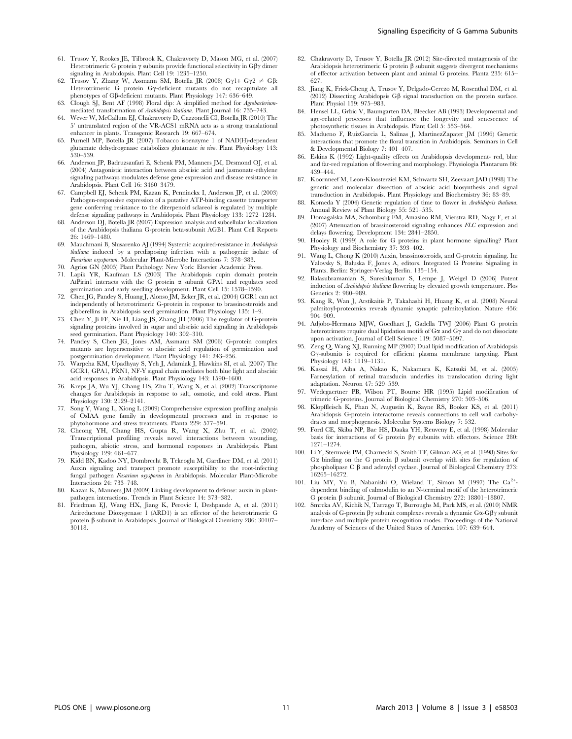61. Trusov Y, Rookes JE, Tilbrook K, Chakravorty D, Mason MG, et al. (2007) Heterotrimeric G protein γ subunits provide functional selectivity in Gβγ dimer signaling in Arabidopsis. Plant Cell 19: 1235–1250.
62. Trusov Y, Zhang W, Assmann SM, Botella JR (2008) Gγ1+ Gγ2 ≠ Gβ: Heterotrimeric G protein Gγ-deficient mutants do not recapitulate all phenotypes of Gβ-deficient mutants. Plant Physiology 147: 636–649.
63. Clough SJ, Bent AF (1998) Floral dip: A simplified method for *Agrobacterium*-mediated transformation of *Arabidopsis thaliana*. Plant Journal 16: 735–743.
64. Wever W, McCallum EJ, Chakravorty D, Cazzonelli CI, Botella JR (2010) The 5' untranslated region of the VR-ACS1 mRNA acts as a strong translational enhancer in plants. Transgenic Research 19: 667–674.
65. Purnell MP, Botella JR (2007) Tobacco isoenzyme 1 of NAD(H)-dependent glutamate dehydrogenase catabolizes glutamate *in vivo*. Plant Physiology 143: 530–539.
66. Anderson JP, Badruzsaufari E, Schenk PM, Manners JM, Desmond OJ, et al. (2004) Antagonistic interaction between abscisic acid and jasmonate-ethylene signaling pathways modulates defense gene expression and disease resistance in Arabidopsis. Plant Cell 16: 3460–3479.
67. Campbell EJ, Schenk PM, Kazan K, Penninckx I, Anderson JP, et al. (2003) Pathogen-responsive expression of a putative ATP-binding cassette transporter gene conferring resistance to the diterpenoid sclareol is regulated by multiple defense signaling pathways in Arabidopsis. Plant Physiology 133: 1272–1284.
68. Anderson DJ, Botella JR (2007) Expression analysis and subcellular localization of the Arabidopsis thaliana G-protein beta-subunit AGB1. Plant Cell Reports 26: 1469–1480.
69. Mauchmani B, Slusarenko AJ (1994) Systemic acquired-resistance in *Arabidopsis thaliana* induced by a predisposing infection with a pathogenic isolate of *Fusarium oxysporum*. Molecular Plant-Microbe Interactions 7: 378–383.
70. Agrios GN (2005) Plant Pathology: New York: Elsevier Academic Press.
71. Lapik YR, Kaufman LS (2003) The Arabidopsis cupin domain protein AtPirin1 interacts with the G protein α subunit GPA1 and regulates seed germination and early seedling development. Plant Cell 15: 1578–1590.
72. Chen JG, Pandey S, Huang J, Alonso JM, Ecker JR, et al. (2004) GCR1 can act independently of heterotrimeric G-protein in response to brassinosteroids and gibberellins in Arabidopsis seed germination. Plant Physiology 135: 1–9.
73. Chen Y, Ji FF, Xie H, Liang JS, Zhang JH (2006) The regulator of G-protein signaling proteins involved in sugar and abscisic acid signaling in Arabidopsis seed germination. Plant Physiology 140: 302–310.
74. Pandey S, Chen JG, Jones AM, Assmann SM (2006) G-protein complex mutants are hypersensitive to abscisic acid regulation of germination and postgermination development. Plant Physiology 141: 243–256.
75. Warpeha KM, Upadhyay S, Yeh J, Adamiak J, Hawkins SI, et al. (2007) The GCR1, GPA1, PRN1, NF-Y signal chain mediates both blue light and abscisic acid responses in Arabidopsis. Plant Physiology 143: 1590–1600.
76. Kreps JA, Wu YJ, Chang HS, Zhu T, Wang X, et al. (2002) Transcriptome changes for Arabidopsis in response to salt, osmotic, and cold stress. Plant Physiology 130: 2129–2141.
77. Song Y, Wang L, Xiong L (2009) Comprehensive expression profiling analysis of OsIAA gene family in developmental processes and in response to phytohormone and stress treatments. Planta 229: 577–591.
78. Cheong YH, Chang HS, Gupta R, Wang X, Zhu T, et al. (2002) Transcriptional profiling reveals novel interactions between wounding, pathogen, abiotic stress, and hormonal responses in Arabidopsis. Plant Physiology 129: 661–677.
79. Kidd BN, Kadoo NY, Dombrecht B, Tekeoglu M, Gardiner DM, et al. (2011) Auxin signaling and transport promote susceptibility to the root-infecting fungal pathogen *Fusarium oxysporum* in Arabidopsis. Molecular Plant-Microbe Interactions 24: 733–748.
80. Kazan K, Manners JM (2009) Linking development to defense: auxin in plant-pathogen interactions. Trends in Plant Science 14: 373–382.
81. Friedman EJ, Wang HX, Jiang K, Perovic I, Deshpande A, et al. (2011) Acireductone Dioxygenase 1 (ARD1) is an effector of the heterotrimeric G protein β subunit in Arabidopsis. Journal of Biological Chemistry 286: 30107–30118.
82. Chakravorty D, Trusov Y, Botella JR (2012) Site-directed mutagenesis of the Arabidopsis heterotrimeric G protein β subunit suggests divergent mechanisms of effector activation between plant and animal G proteins. Planta 235: 615–627.
83. Jiang K, Frick-Cheng A, Trusov Y, Delgado-Cerezo M, Rosenthal DM, et al. (2012) Dissecting Arabidopsis Gβ signal transduction on the protein surface. Plant Physiol 159: 975–983.
84. Hensel LL, Grbic V, Baumgarten DA, Bleecker AB (1993) Developmental and age-related processes that influence the longevity and senescence of photosynthetic tissues in Arabidopsis. Plant Cell 5: 553–564.
85. Madueno F, RuizGarcia L, Salinas J, MartinezZapater JM (1996) Genetic interactions that promote the floral transition in Arabidopsis. Seminars in Cell & Developmental Biology 7: 401–407.
86. Eskins K (1992) Light-quality effects on Arabidopsis development- red, blue and far-red regulation of flowering and morphology. Physiologia Plantarum 86: 439–444.
87. Koornneef M, Leon-Kloosterziel KM, Schwartz SH, Zeevaart JAD (1998) The genetic and molecular dissection of abscisic acid biosynthesis and signal transduction in Arabidopsis. Plant Physiology and Biochemistry 36: 83–89.
88. Komeda Y (2004) Genetic regulation of time to flower in *Arabidopsis thaliana*. Annual Review of Plant Biology 55: 521–535.
89. Domagalska MA, Schomburg FM, Amasino RM, Vierstra RD, Nagy F, et al. (2007) Attenuation of brassinosteroid signaling enhances *FLC* expression and delays flowering. Development 134: 2841–2850.
90. Hooley R (1999) A role for G proteins in plant hormone signalling? Plant Physiology and Biochemistry 37: 393–402.
91. Wang L, Chong K (2010) Auxin, brassinosteroids, and G-protein signaling. In: Yalovsky S, Baluska F, Jones A, editors. Integrated G Proteins Signaling in Plants. Berlin: Springer-Verlag Berlin. 135–154.
92. Balasubramanian S, Sureshkumar S, Lempe J, Weigel D (2006) Potent induction of *Arabidopsis thaliana* flowering by elevated growth temperature. Plos Genetics 2: 980–989.
93. Kang R, Wan J, Arstikaitis P, Takahashi H, Huang K, et al. (2008) Neural palmitoyl-proteomics reveals dynamic synaptic palmitoylation. Nature 456: 904–909.
94. Adjobo-Hermans MJW, Goedhart J, Gadella TWJ (2006) Plant G protein heterotrimers require dual lipidation motifs of Gα and Gγ and do not dissociate upon activation. Journal of Cell Science 119: 5087–5097.
95. Zeng Q, Wang XJ, Running MP (2007) Dual lipid modification of Arabidopsis Gγ-subunits is required for efficient plasma membrane targeting. Plant Physiology 143: 1119–1131.
96. Kassai H, Aiba A, Nakao K, Nakamura K, Katsuki M, et al. (2005) Farnesylation of retinal transducin underlies its translocation during light adaptation. Neuron 47: 529–539.
97. Wedegaertner PB, Wilson PT, Bourne HR (1995) Lipid modification of trimeric G-proteins. Journal of Biological Chemistry 270: 503–506.
98. Klopffleisch K, Phan N, Augustin K, Bayne RS, Booker KS, et al. (2011) Arabidopsis G-protein interactome reveals connections to cell wall carbohydrates and morphogenesis. Molecular Systems Biology 7: 532.
99. Ford CE, Skiba NP, Bae HS, Daaka YH, Reuveny E, et al. (1998) Molecular basis for interactions of G protein βγ subunits with effectors. Science 280: 1271–1274.
100. Li Y, Sternweis PM, Charnecki S, Smith TF, Gilman AG, et al. (1998) Sites for Gα binding on the G protein β subunit overlap with sites for regulation of phospholipase C β and adenylyl cyclase. Journal of Biological Chemistry 273: 16265–16272.
101. Liu MY, Yu B, Nabanishi O, Wieland T, Simon M (1997) The $Ca^{2+}$-dependent binding of calmodulin to an N-terminal motif of the heterotrimeric G protein β subunit. Journal of Biological Chemistry 272: 18801–18807.
102. Smrcka AV, Kichik N, Tarrago T, Burroughs M, Park MS, et al. (2010) NMR analysis of G-protein βγ subunit complexes reveals a dynamic Gα-Gβγ subunit interface and multiple protein recognition modes. Proceedings of the National Academy of Sciences of the United States of America 107: 639–644.